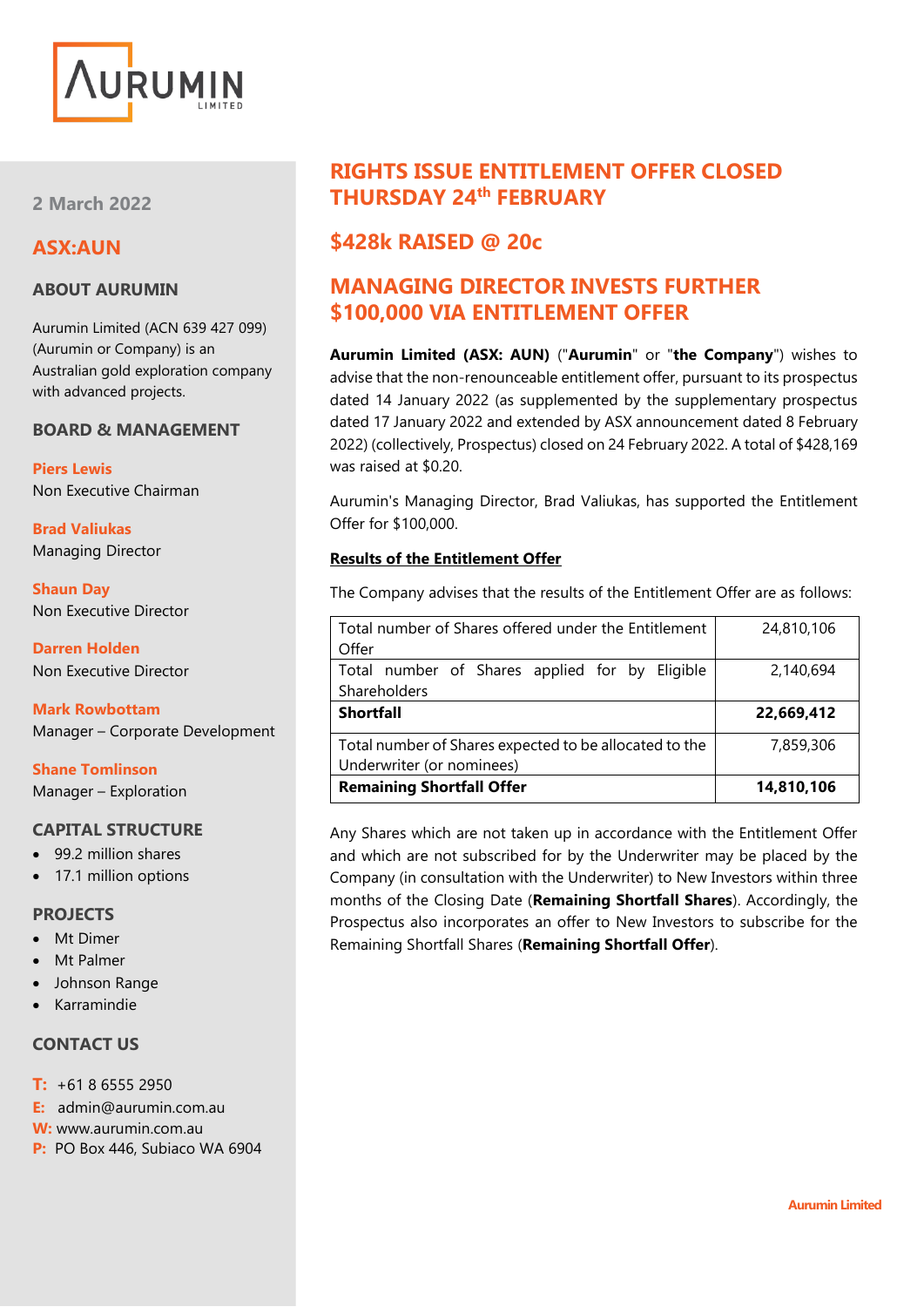2 March 2022

## ASX:AUN

### ABOUT AURUMIN

Aurumin Limited (ACN 639 427 099) (Aurumin or Company) is an Australian gold exploration company with advanced projects.

### BOARD & MANAGEMENT

**Piers Lewis**
Non Executive Chairman

**Brad Valiukas**
Managing Director

**Shaun Day**
Non Executive Director

**Darren Holden**
Non Executive Director

**Mark Rowbottam**
Manager – Corporate Development

**Shane Tomlinson**
Manager – Exploration

### CAPITAL STRUCTURE

- 99.2 million shares
- 17.1 million options

### PROJECTS

- Mt Dimer
- Mt Palmer
- Johnson Range
- Karramindie

### CONTACT US

**T:** +61 8 6555 2950
**E:** admin@aurumin.com.au
**W:** www.aurumin.com.au
**P:** PO Box 446, Subiaco WA 6904

# RIGHTS ISSUE ENTITLEMENT OFFER CLOSED THURSDAY 24th FEBRUARY

# $428k RAISED @ 20c

# MANAGING DIRECTOR INVESTS FURTHER $100,000 VIA ENTITLEMENT OFFER

**Aurumin Limited (ASX: AUN)** ("**Aurumin**" or "**the Company**") wishes to advise that the non-renounceable entitlement offer, pursuant to its prospectus dated 14 January 2022 (as supplemented by the supplementary prospectus dated 17 January 2022 and extended by ASX announcement dated 8 February 2022) (collectively, Prospectus) closed on 24 February 2022. A total of $428,169 was raised at $0.20.

Aurumin's Managing Director, Brad Valiukas, has supported the Entitlement Offer for $100,000.

**Results of the Entitlement Offer**

The Company advises that the results of the Entitlement Offer are as follows:

| | |
|---|---|
| Total number of Shares offered under the Entitlement Offer | 24,810,106 |
| Total number of Shares applied for by Eligible Shareholders | 2,140,694 |
| **Shortfall** | **22,669,412** |
| Total number of Shares expected to be allocated to the Underwriter (or nominees) | 7,859,306 |
| **Remaining Shortfall Offer** | **14,810,106** |

Any Shares which are not taken up in accordance with the Entitlement Offer and which are not subscribed for by the Underwriter may be placed by the Company (in consultation with the Underwriter) to New Investors within three months of the Closing Date (**Remaining Shortfall Shares**). Accordingly, the Prospectus also incorporates an offer to New Investors to subscribe for the Remaining Shortfall Shares (**Remaining Shortfall Offer**).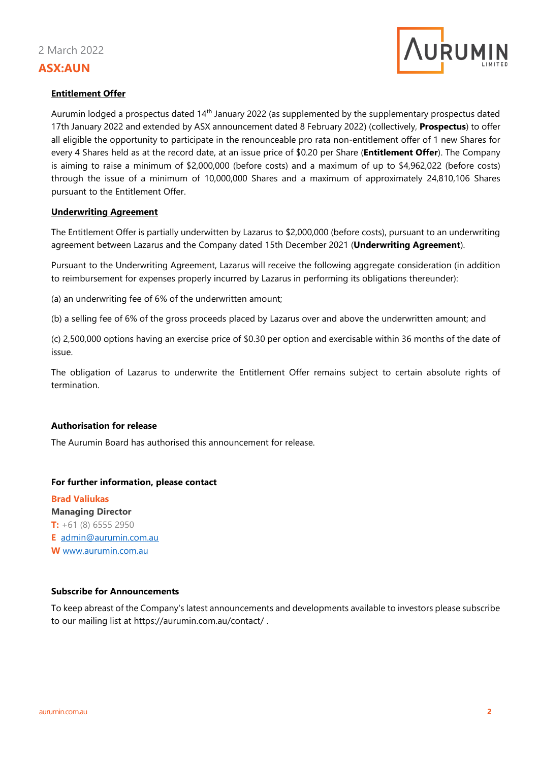## Entitlement Offer

Aurumin lodged a prospectus dated 14th January 2022 (as supplemented by the supplementary prospectus dated 17th January 2022 and extended by ASX announcement dated 8 February 2022) (collectively, **Prospectus**) to offer all eligible the opportunity to participate in the renounceable pro rata non-entitlement offer of 1 new Shares for every 4 Shares held as at the record date, at an issue price of $0.20 per Share (**Entitlement Offer**). The Company is aiming to raise a minimum of $2,000,000 (before costs) and a maximum of up to $4,962,022 (before costs) through the issue of a minimum of 10,000,000 Shares and a maximum of approximately 24,810,106 Shares pursuant to the Entitlement Offer.

## Underwriting Agreement

The Entitlement Offer is partially underwritten by Lazarus to $2,000,000 (before costs), pursuant to an underwriting agreement between Lazarus and the Company dated 15th December 2021 (**Underwriting Agreement**).

Pursuant to the Underwriting Agreement, Lazarus will receive the following aggregate consideration (in addition to reimbursement for expenses properly incurred by Lazarus in performing its obligations thereunder):

(a) an underwriting fee of 6% of the underwritten amount;

(b) a selling fee of 6% of the gross proceeds placed by Lazarus over and above the underwritten amount; and

(c) 2,500,000 options having an exercise price of $0.30 per option and exercisable within 36 months of the date of issue.

The obligation of Lazarus to underwrite the Entitlement Offer remains subject to certain absolute rights of termination.

### Authorisation for release

The Aurumin Board has authorised this announcement for release.

### For further information, please contact

**Brad Valiukas**
**Managing Director**
**T:** +61 (8) 6555 2950
**E** admin@aurumin.com.au
**W** www.aurumin.com.au

### Subscribe for Announcements

To keep abreast of the Company's latest announcements and developments available to investors please subscribe to our mailing list at https://aurumin.com.au/contact/ .